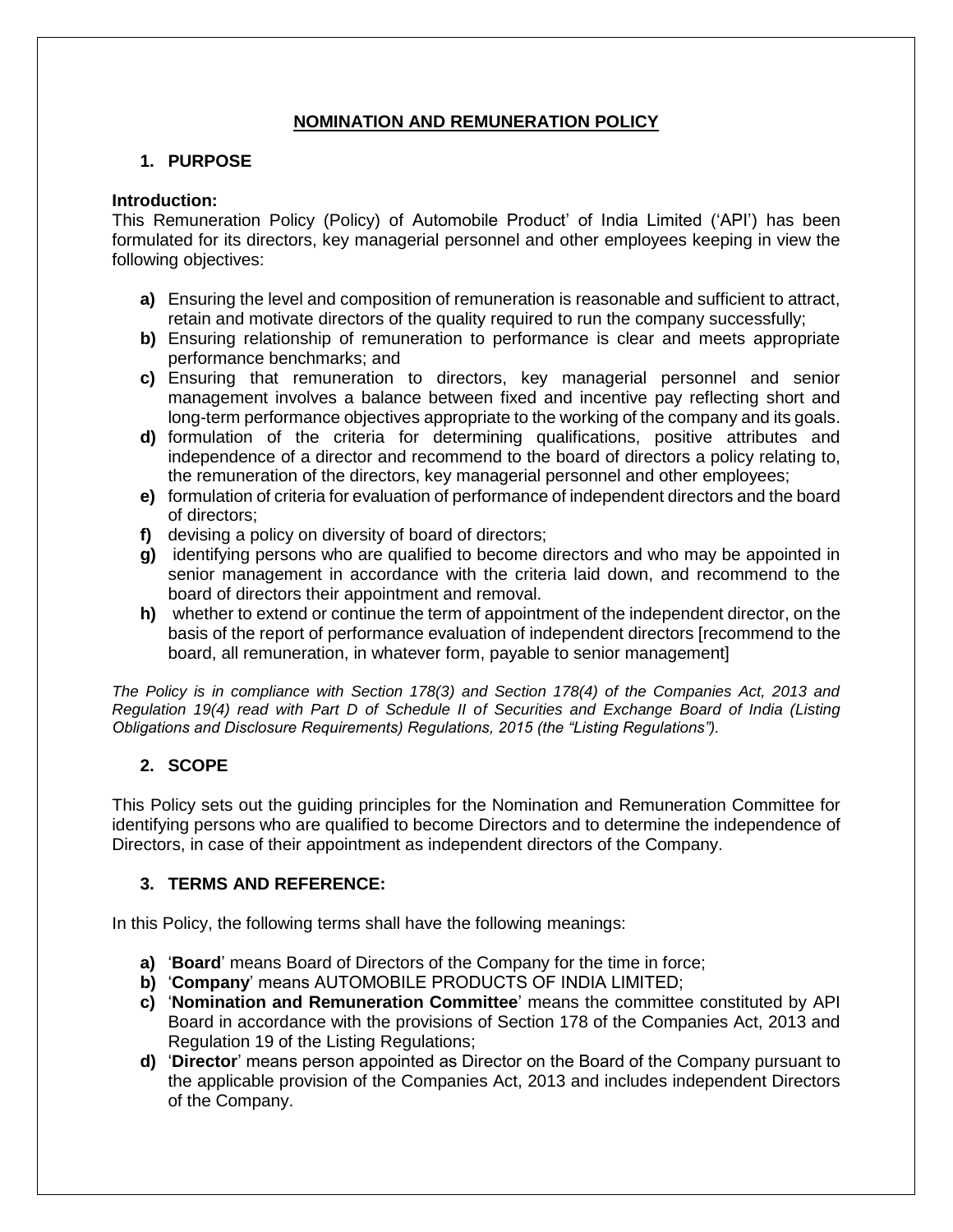# NOMINATION AND REMUNERATION POLICY

## 1. PURPOSE

**Introduction:**

This Remuneration Policy (Policy) of Automobile Product' of India Limited ('API') has been formulated for its directors, key managerial personnel and other employees keeping in view the following objectives:

- **a)** Ensuring the level and composition of remuneration is reasonable and sufficient to attract, retain and motivate directors of the quality required to run the company successfully;
- **b)** Ensuring relationship of remuneration to performance is clear and meets appropriate performance benchmarks; and
- **c)** Ensuring that remuneration to directors, key managerial personnel and senior management involves a balance between fixed and incentive pay reflecting short and long-term performance objectives appropriate to the working of the company and its goals.
- **d)** formulation of the criteria for determining qualifications, positive attributes and independence of a director and recommend to the board of directors a policy relating to, the remuneration of the directors, key managerial personnel and other employees;
- **e)** formulation of criteria for evaluation of performance of independent directors and the board of directors;
- **f)** devising a policy on diversity of board of directors;
- **g)** identifying persons who are qualified to become directors and who may be appointed in senior management in accordance with the criteria laid down, and recommend to the board of directors their appointment and removal.
- **h)** whether to extend or continue the term of appointment of the independent director, on the basis of the report of performance evaluation of independent directors [recommend to the board, all remuneration, in whatever form, payable to senior management]

*The Policy is in compliance with Section 178(3) and Section 178(4) of the Companies Act, 2013 and Regulation 19(4) read with Part D of Schedule II of Securities and Exchange Board of India (Listing Obligations and Disclosure Requirements) Regulations, 2015 (the "Listing Regulations").*

## 2. SCOPE

This Policy sets out the guiding principles for the Nomination and Remuneration Committee for identifying persons who are qualified to become Directors and to determine the independence of Directors, in case of their appointment as independent directors of the Company.

## 3. TERMS AND REFERENCE:

In this Policy, the following terms shall have the following meanings:

- **a)** '**Board**' means Board of Directors of the Company for the time in force;
- **b)** '**Company**' means AUTOMOBILE PRODUCTS OF INDIA LIMITED;
- **c)** '**Nomination and Remuneration Committee**' means the committee constituted by API Board in accordance with the provisions of Section 178 of the Companies Act, 2013 and Regulation 19 of the Listing Regulations;
- **d)** '**Director**' means person appointed as Director on the Board of the Company pursuant to the applicable provision of the Companies Act, 2013 and includes independent Directors of the Company.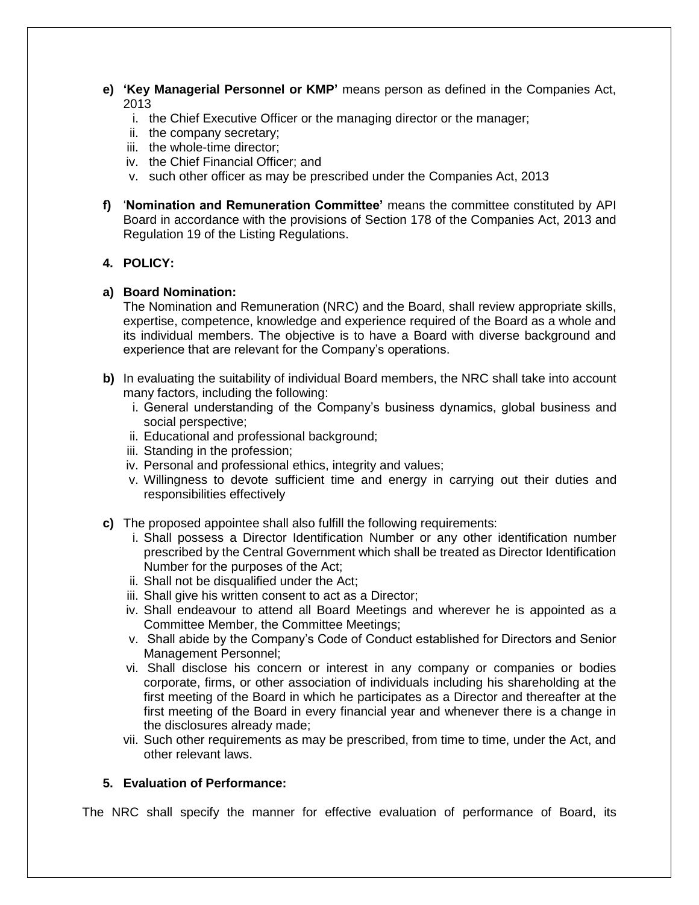e) **'Key Managerial Personnel or KMP'** means person as defined in the Companies Act, 2013
   i. the Chief Executive Officer or the managing director or the manager;
   ii. the company secretary;
   iii. the whole-time director;
   iv. the Chief Financial Officer; and
   v. such other officer as may be prescribed under the Companies Act, 2013

f) '**Nomination and Remuneration Committee'** means the committee constituted by API Board in accordance with the provisions of Section 178 of the Companies Act, 2013 and Regulation 19 of the Listing Regulations.

## 4. POLICY:

**a) Board Nomination:**

The Nomination and Remuneration (NRC) and the Board, shall review appropriate skills, expertise, competence, knowledge and experience required of the Board as a whole and its individual members. The objective is to have a Board with diverse background and experience that are relevant for the Company's operations.

**b)** In evaluating the suitability of individual Board members, the NRC shall take into account many factors, including the following:
   i. General understanding of the Company's business dynamics, global business and social perspective;
   ii. Educational and professional background;
   iii. Standing in the profession;
   iv. Personal and professional ethics, integrity and values;
   v. Willingness to devote sufficient time and energy in carrying out their duties and responsibilities effectively

**c)** The proposed appointee shall also fulfill the following requirements:
   i. Shall possess a Director Identification Number or any other identification number prescribed by the Central Government which shall be treated as Director Identification Number for the purposes of the Act;
   ii. Shall not be disqualified under the Act;
   iii. Shall give his written consent to act as a Director;
   iv. Shall endeavour to attend all Board Meetings and wherever he is appointed as a Committee Member, the Committee Meetings;
   v. Shall abide by the Company's Code of Conduct established for Directors and Senior Management Personnel;
   vi. Shall disclose his concern or interest in any company or companies or bodies corporate, firms, or other association of individuals including his shareholding at the first meeting of the Board in which he participates as a Director and thereafter at the first meeting of the Board in every financial year and whenever there is a change in the disclosures already made;
   vii. Such other requirements as may be prescribed, from time to time, under the Act, and other relevant laws.

## 5. Evaluation of Performance:

The NRC shall specify the manner for effective evaluation of performance of Board, its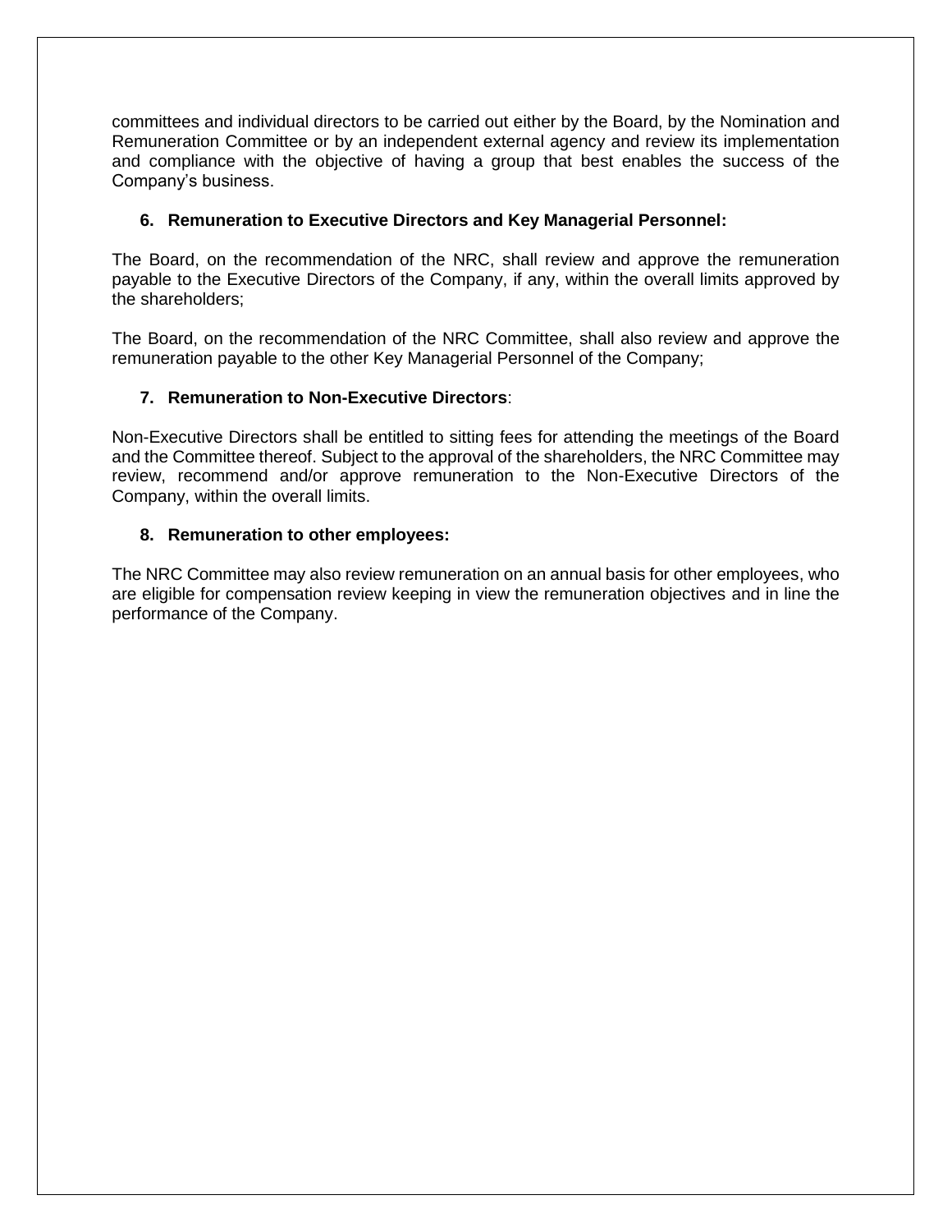committees and individual directors to be carried out either by the Board, by the Nomination and Remuneration Committee or by an independent external agency and review its implementation and compliance with the objective of having a group that best enables the success of the Company's business.

6. **Remuneration to Executive Directors and Key Managerial Personnel:**

The Board, on the recommendation of the NRC, shall review and approve the remuneration payable to the Executive Directors of the Company, if any, within the overall limits approved by the shareholders;

The Board, on the recommendation of the NRC Committee, shall also review and approve the remuneration payable to the other Key Managerial Personnel of the Company;

7. **Remuneration to Non-Executive Directors**:

Non-Executive Directors shall be entitled to sitting fees for attending the meetings of the Board and the Committee thereof. Subject to the approval of the shareholders, the NRC Committee may review, recommend and/or approve remuneration to the Non-Executive Directors of the Company, within the overall limits.

8. **Remuneration to other employees:**

The NRC Committee may also review remuneration on an annual basis for other employees, who are eligible for compensation review keeping in view the remuneration objectives and in line the performance of the Company.